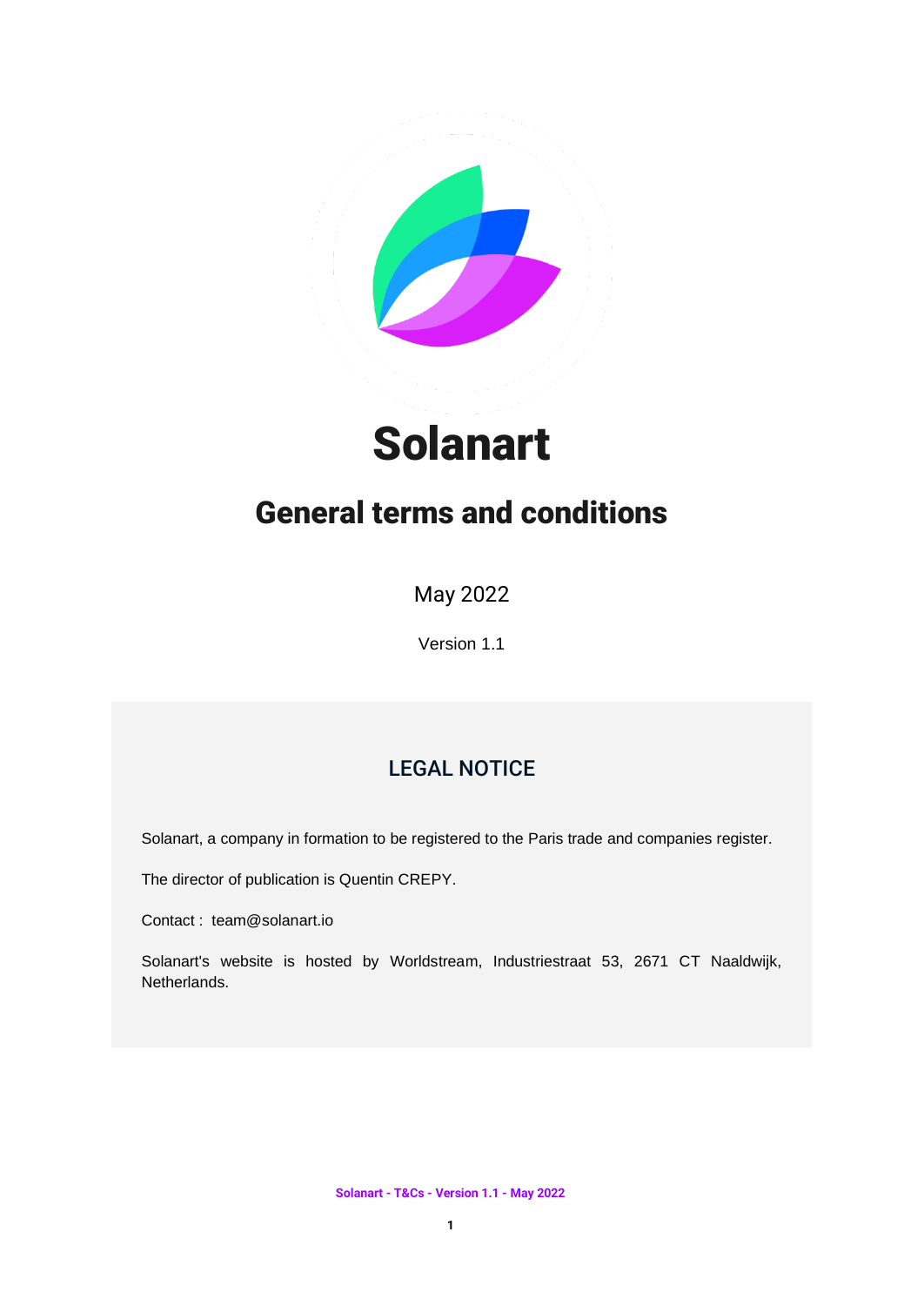# Solanart

## General terms and conditions

May 2022

Version 1.1

### LEGAL NOTICE

Solanart, a company in formation to be registered to the Paris trade and companies register.

The director of publication is Quentin CREPY.

Contact : team@solanart.io

Solanart's website is hosted by Worldstream, Industriestraat 53, 2671 CT Naaldwijk, Netherlands.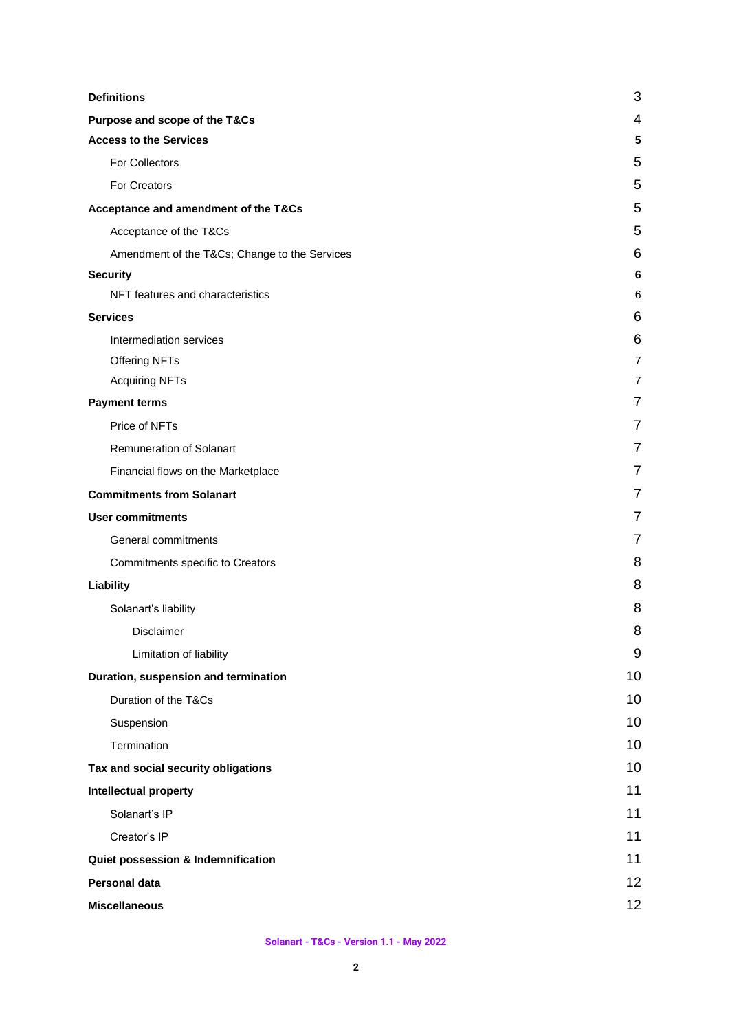| | |
|---|---|
| **Definitions** | 3 |
| **Purpose and scope of the T&Cs** | 4 |
| **Access to the Services** | **5** |
| For Collectors | 5 |
| For Creators | 5 |
| **Acceptance and amendment of the T&Cs** | 5 |
| Acceptance of the T&Cs | 5 |
| Amendment of the T&Cs; Change to the Services | 6 |
| **Security** | **6** |
| NFT features and characteristics | 6 |
| **Services** | 6 |
| Intermediation services | 6 |
| Offering NFTs | 7 |
| Acquiring NFTs | 7 |
| **Payment terms** | 7 |
| Price of NFTs | 7 |
| Remuneration of Solanart | 7 |
| Financial flows on the Marketplace | 7 |
| **Commitments from Solanart** | 7 |
| **User commitments** | 7 |
| General commitments | 7 |
| Commitments specific to Creators | 8 |
| **Liability** | 8 |
| Solanart's liability | 8 |
| Disclaimer | 8 |
| Limitation of liability | 9 |
| **Duration, suspension and termination** | 10 |
| Duration of the T&Cs | 10 |
| Suspension | 10 |
| Termination | 10 |
| **Tax and social security obligations** | 10 |
| **Intellectual property** | 11 |
| Solanart's IP | 11 |
| Creator's IP | 11 |
| **Quiet possession & Indemnification** | 11 |
| **Personal data** | 12 |
| **Miscellaneous** | 12 |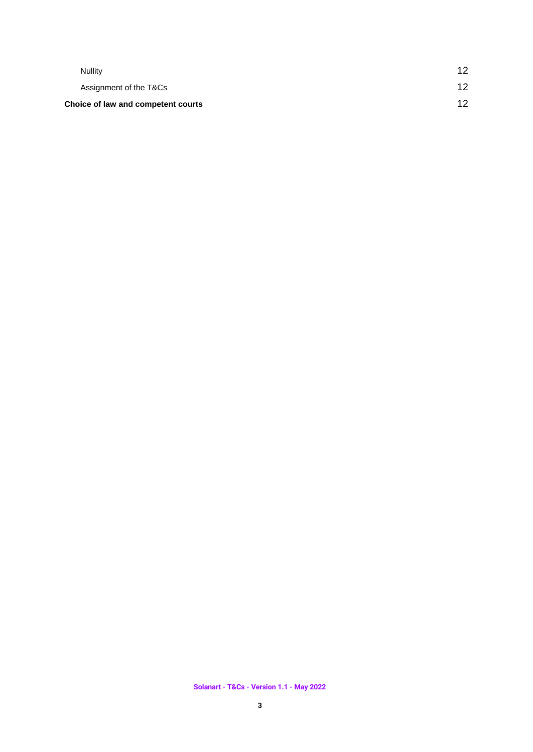| | |
|---|---|
| Nullity | 12 |
| Assignment of the T&Cs | 12 |
| **Choice of law and competent courts** | 12 |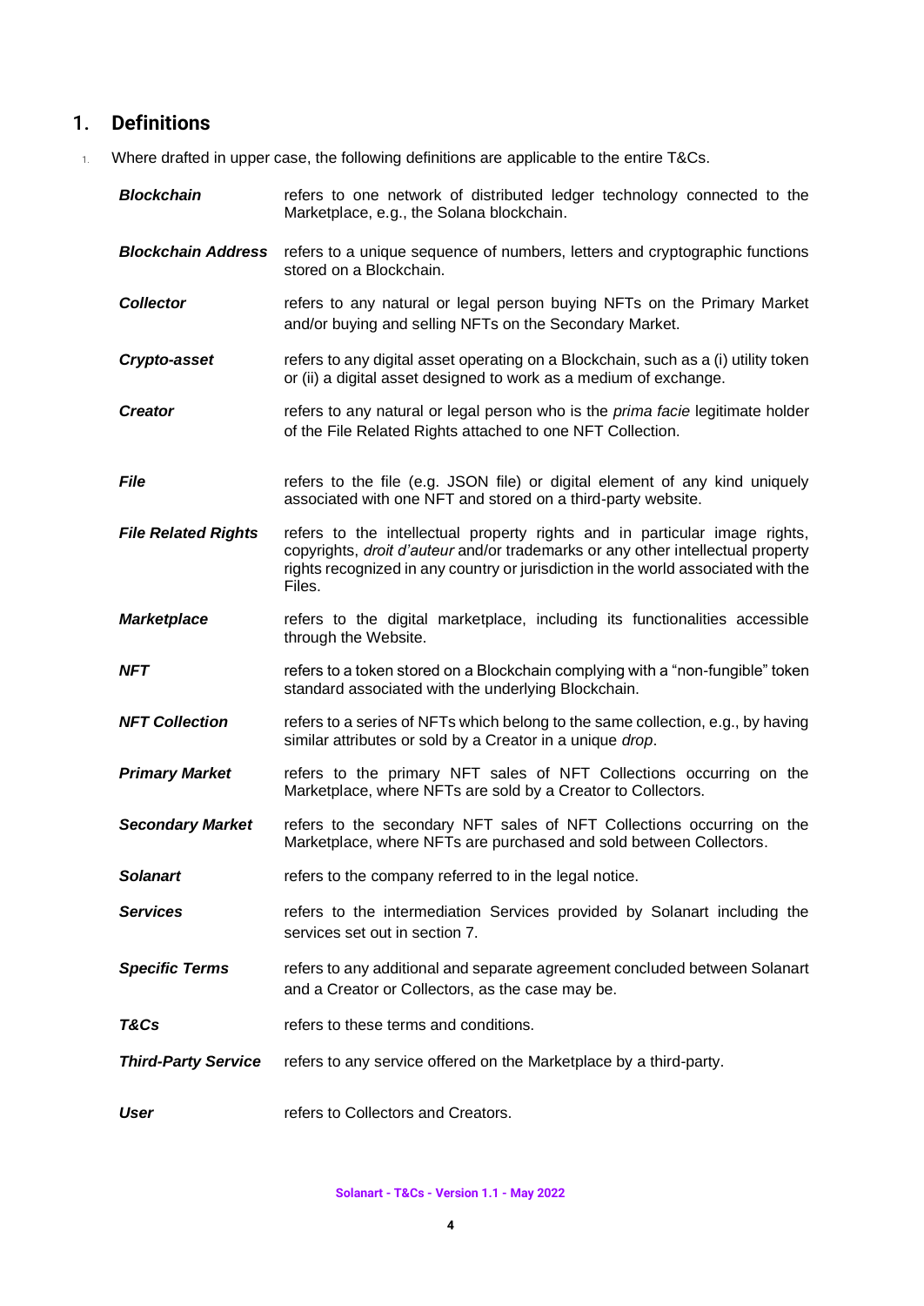## 1. Definitions

1. Where drafted in upper case, the following definitions are applicable to the entire T&Cs.

| | |
|---|---|
| ***Blockchain*** | refers to one network of distributed ledger technology connected to the Marketplace, e.g., the Solana blockchain. |
| ***Blockchain Address*** | refers to a unique sequence of numbers, letters and cryptographic functions stored on a Blockchain. |
| ***Collector*** | refers to any natural or legal person buying NFTs on the Primary Market and/or buying and selling NFTs on the Secondary Market. |
| ***Crypto-asset*** | refers to any digital asset operating on a Blockchain, such as a (i) utility token or (ii) a digital asset designed to work as a medium of exchange. |
| ***Creator*** | refers to any natural or legal person who is the *prima facie* legitimate holder of the File Related Rights attached to one NFT Collection. |
| ***File*** | refers to the file (e.g. JSON file) or digital element of any kind uniquely associated with one NFT and stored on a third-party website. |
| ***File Related Rights*** | refers to the intellectual property rights and in particular image rights, copyrights, *droit d'auteur* and/or trademarks or any other intellectual property rights recognized in any country or jurisdiction in the world associated with the Files. |
| ***Marketplace*** | refers to the digital marketplace, including its functionalities accessible through the Website. |
| ***NFT*** | refers to a token stored on a Blockchain complying with a "non-fungible" token standard associated with the underlying Blockchain. |
| ***NFT Collection*** | refers to a series of NFTs which belong to the same collection, e.g., by having similar attributes or sold by a Creator in a unique *drop*. |
| ***Primary Market*** | refers to the primary NFT sales of NFT Collections occurring on the Marketplace, where NFTs are sold by a Creator to Collectors. |
| ***Secondary Market*** | refers to the secondary NFT sales of NFT Collections occurring on the Marketplace, where NFTs are purchased and sold between Collectors. |
| ***Solanart*** | refers to the company referred to in the legal notice. |
| ***Services*** | refers to the intermediation Services provided by Solanart including the services set out in section 7. |
| ***Specific Terms*** | refers to any additional and separate agreement concluded between Solanart and a Creator or Collectors, as the case may be. |
| ***T&Cs*** | refers to these terms and conditions. |
| ***Third-Party Service*** | refers to any service offered on the Marketplace by a third-party. |
| ***User*** | refers to Collectors and Creators. |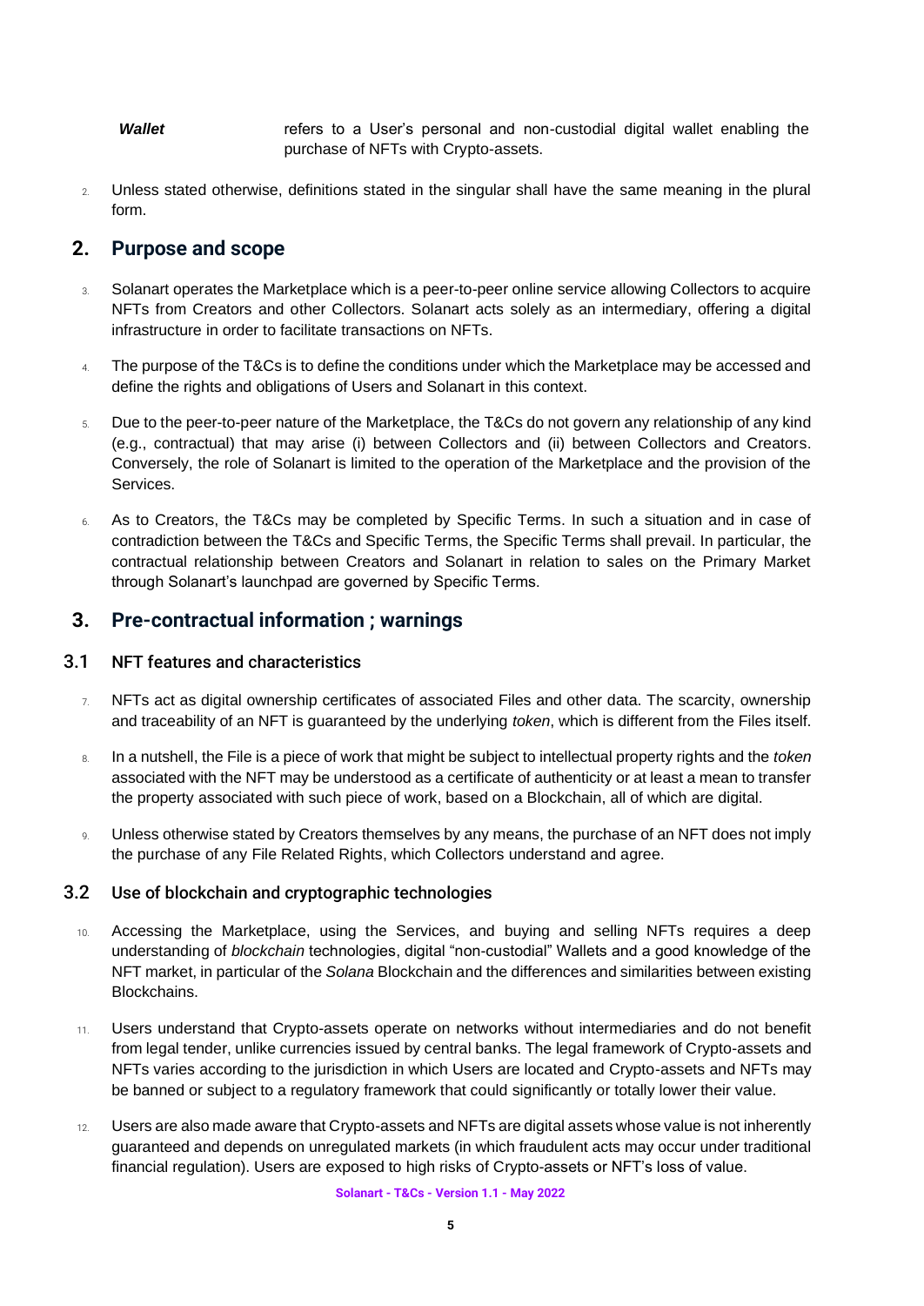***Wallet*** refers to a User's personal and non-custodial digital wallet enabling the purchase of NFTs with Crypto-assets.

2. Unless stated otherwise, definitions stated in the singular shall have the same meaning in the plural form.

## 2. Purpose and scope

3. Solanart operates the Marketplace which is a peer-to-peer online service allowing Collectors to acquire NFTs from Creators and other Collectors. Solanart acts solely as an intermediary, offering a digital infrastructure in order to facilitate transactions on NFTs.

4. The purpose of the T&Cs is to define the conditions under which the Marketplace may be accessed and define the rights and obligations of Users and Solanart in this context.

5. Due to the peer-to-peer nature of the Marketplace, the T&Cs do not govern any relationship of any kind (e.g., contractual) that may arise (i) between Collectors and (ii) between Collectors and Creators. Conversely, the role of Solanart is limited to the operation of the Marketplace and the provision of the Services.

6. As to Creators, the T&Cs may be completed by Specific Terms. In such a situation and in case of contradiction between the T&Cs and Specific Terms, the Specific Terms shall prevail. In particular, the contractual relationship between Creators and Solanart in relation to sales on the Primary Market through Solanart's launchpad are governed by Specific Terms.

## 3. Pre-contractual information ; warnings

### 3.1 NFT features and characteristics

7. NFTs act as digital ownership certificates of associated Files and other data. The scarcity, ownership and traceability of an NFT is guaranteed by the underlying *token*, which is different from the Files itself.

8. In a nutshell, the File is a piece of work that might be subject to intellectual property rights and the *token* associated with the NFT may be understood as a certificate of authenticity or at least a mean to transfer the property associated with such piece of work, based on a Blockchain, all of which are digital.

9. Unless otherwise stated by Creators themselves by any means, the purchase of an NFT does not imply the purchase of any File Related Rights, which Collectors understand and agree.

### 3.2 Use of blockchain and cryptographic technologies

10. Accessing the Marketplace, using the Services, and buying and selling NFTs requires a deep understanding of *blockchain* technologies, digital "non-custodial" Wallets and a good knowledge of the NFT market, in particular of the *Solana* Blockchain and the differences and similarities between existing Blockchains.

11. Users understand that Crypto-assets operate on networks without intermediaries and do not benefit from legal tender, unlike currencies issued by central banks. The legal framework of Crypto-assets and NFTs varies according to the jurisdiction in which Users are located and Crypto-assets and NFTs may be banned or subject to a regulatory framework that could significantly or totally lower their value.

12. Users are also made aware that Crypto-assets and NFTs are digital assets whose value is not inherently guaranteed and depends on unregulated markets (in which fraudulent acts may occur under traditional financial regulation). Users are exposed to high risks of Crypto-assets or NFT's loss of value.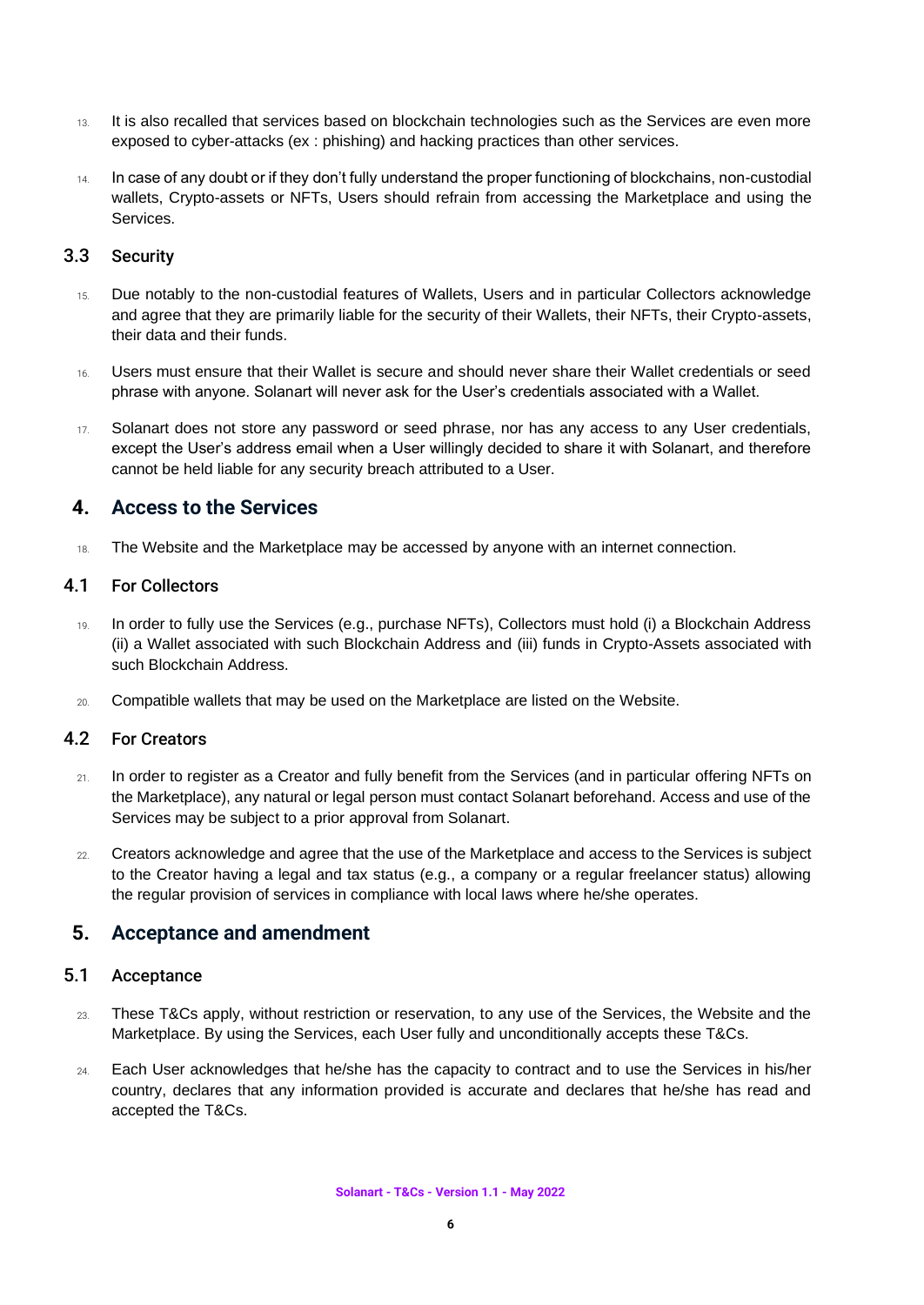13. It is also recalled that services based on blockchain technologies such as the Services are even more exposed to cyber-attacks (ex : phishing) and hacking practices than other services.

14. In case of any doubt or if they don't fully understand the proper functioning of blockchains, non-custodial wallets, Crypto-assets or NFTs, Users should refrain from accessing the Marketplace and using the Services.

### 3.3 Security

15. Due notably to the non-custodial features of Wallets, Users and in particular Collectors acknowledge and agree that they are primarily liable for the security of their Wallets, their NFTs, their Crypto-assets, their data and their funds.

16. Users must ensure that their Wallet is secure and should never share their Wallet credentials or seed phrase with anyone. Solanart will never ask for the User's credentials associated with a Wallet.

17. Solanart does not store any password or seed phrase, nor has any access to any User credentials, except the User's address email when a User willingly decided to share it with Solanart, and therefore cannot be held liable for any security breach attributed to a User.

## 4. Access to the Services

18. The Website and the Marketplace may be accessed by anyone with an internet connection.

### 4.1 For Collectors

19. In order to fully use the Services (e.g., purchase NFTs), Collectors must hold (i) a Blockchain Address (ii) a Wallet associated with such Blockchain Address and (iii) funds in Crypto-Assets associated with such Blockchain Address.

20. Compatible wallets that may be used on the Marketplace are listed on the Website.

### 4.2 For Creators

21. In order to register as a Creator and fully benefit from the Services (and in particular offering NFTs on the Marketplace), any natural or legal person must contact Solanart beforehand. Access and use of the Services may be subject to a prior approval from Solanart.

22. Creators acknowledge and agree that the use of the Marketplace and access to the Services is subject to the Creator having a legal and tax status (e.g., a company or a regular freelancer status) allowing the regular provision of services in compliance with local laws where he/she operates.

## 5. Acceptance and amendment

### 5.1 Acceptance

23. These T&Cs apply, without restriction or reservation, to any use of the Services, the Website and the Marketplace. By using the Services, each User fully and unconditionally accepts these T&Cs.

24. Each User acknowledges that he/she has the capacity to contract and to use the Services in his/her country, declares that any information provided is accurate and declares that he/she has read and accepted the T&Cs.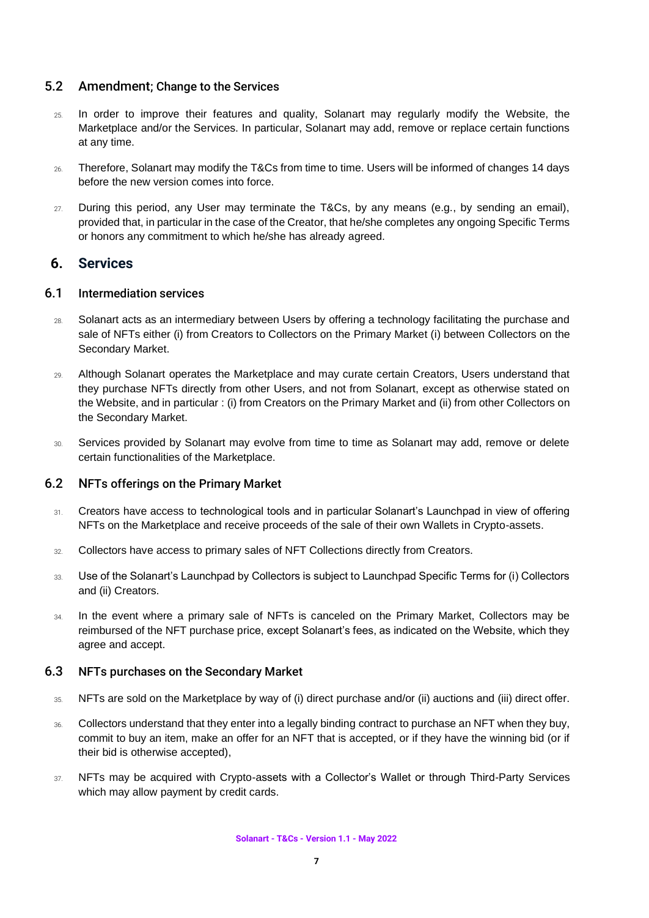## 5.2 Amendment; Change to the Services

25. In order to improve their features and quality, Solanart may regularly modify the Website, the Marketplace and/or the Services. In particular, Solanart may add, remove or replace certain functions at any time.

26. Therefore, Solanart may modify the T&Cs from time to time. Users will be informed of changes 14 days before the new version comes into force.

27. During this period, any User may terminate the T&Cs, by any means (e.g., by sending an email), provided that, in particular in the case of the Creator, that he/she completes any ongoing Specific Terms or honors any commitment to which he/she has already agreed.

# 6. Services

## 6.1 Intermediation services

28. Solanart acts as an intermediary between Users by offering a technology facilitating the purchase and sale of NFTs either (i) from Creators to Collectors on the Primary Market (i) between Collectors on the Secondary Market.

29. Although Solanart operates the Marketplace and may curate certain Creators, Users understand that they purchase NFTs directly from other Users, and not from Solanart, except as otherwise stated on the Website, and in particular : (i) from Creators on the Primary Market and (ii) from other Collectors on the Secondary Market.

30. Services provided by Solanart may evolve from time to time as Solanart may add, remove or delete certain functionalities of the Marketplace.

## 6.2 NFTs offerings on the Primary Market

31. Creators have access to technological tools and in particular Solanart's Launchpad in view of offering NFTs on the Marketplace and receive proceeds of the sale of their own Wallets in Crypto-assets.

32. Collectors have access to primary sales of NFT Collections directly from Creators.

33. Use of the Solanart's Launchpad by Collectors is subject to Launchpad Specific Terms for (i) Collectors and (ii) Creators.

34. In the event where a primary sale of NFTs is canceled on the Primary Market, Collectors may be reimbursed of the NFT purchase price, except Solanart's fees, as indicated on the Website, which they agree and accept.

## 6.3 NFTs purchases on the Secondary Market

35. NFTs are sold on the Marketplace by way of (i) direct purchase and/or (ii) auctions and (iii) direct offer.

36. Collectors understand that they enter into a legally binding contract to purchase an NFT when they buy, commit to buy an item, make an offer for an NFT that is accepted, or if they have the winning bid (or if their bid is otherwise accepted),

37. NFTs may be acquired with Crypto-assets with a Collector's Wallet or through Third-Party Services which may allow payment by credit cards.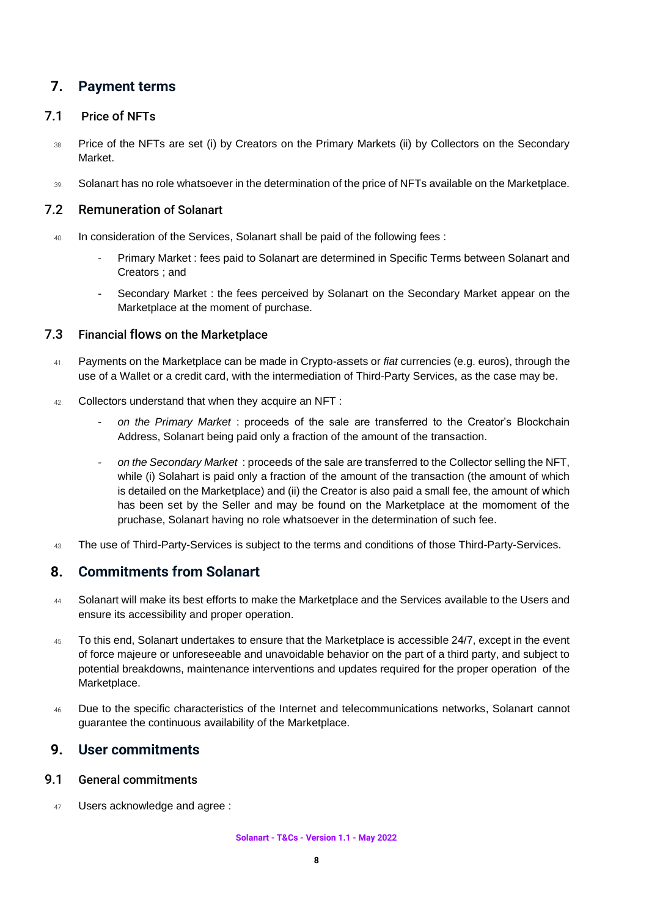## 7. Payment terms

### 7.1 Price of NFTs

38. Price of the NFTs are set (i) by Creators on the Primary Markets (ii) by Collectors on the Secondary Market.

39. Solanart has no role whatsoever in the determination of the price of NFTs available on the Marketplace.

### 7.2 Remuneration of Solanart

40. In consideration of the Services, Solanart shall be paid of the following fees :

    - Primary Market : fees paid to Solanart are determined in Specific Terms between Solanart and Creators ; and
    - Secondary Market : the fees perceived by Solanart on the Secondary Market appear on the Marketplace at the moment of purchase.

### 7.3 Financial flows on the Marketplace

41. Payments on the Marketplace can be made in Crypto-assets or *fiat* currencies (e.g. euros), through the use of a Wallet or a credit card, with the intermediation of Third-Party Services, as the case may be.

42. Collectors understand that when they acquire an NFT :

    - *on the Primary Market* : proceeds of the sale are transferred to the Creator's Blockchain Address, Solanart being paid only a fraction of the amount of the transaction.
    - *on the Secondary Market* : proceeds of the sale are transferred to the Collector selling the NFT, while (i) Solahart is paid only a fraction of the amount of the transaction (the amount of which is detailed on the Marketplace) and (ii) the Creator is also paid a small fee, the amount of which has been set by the Seller and may be found on the Marketplace at the momoment of the pruchase, Solanart having no role whatsoever in the determination of such fee.

43. The use of Third-Party-Services is subject to the terms and conditions of those Third-Party-Services.

## 8. Commitments from Solanart

44. Solanart will make its best efforts to make the Marketplace and the Services available to the Users and ensure its accessibility and proper operation.

45. To this end, Solanart undertakes to ensure that the Marketplace is accessible 24/7, except in the event of force majeure or unforeseeable and unavoidable behavior on the part of a third party, and subject to potential breakdowns, maintenance interventions and updates required for the proper operation of the Marketplace.

46. Due to the specific characteristics of the Internet and telecommunications networks, Solanart cannot guarantee the continuous availability of the Marketplace.

## 9. User commitments

### 9.1 General commitments

47. Users acknowledge and agree :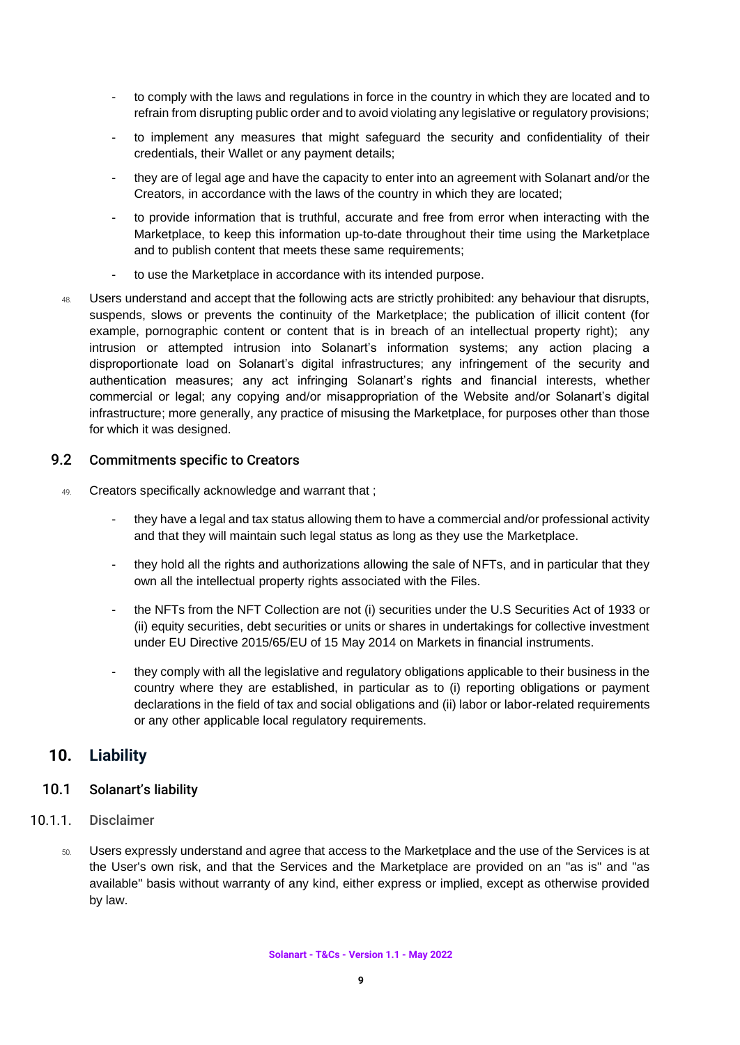- to comply with the laws and regulations in force in the country in which they are located and to refrain from disrupting public order and to avoid violating any legislative or regulatory provisions;
- to implement any measures that might safeguard the security and confidentiality of their credentials, their Wallet or any payment details;
- they are of legal age and have the capacity to enter into an agreement with Solanart and/or the Creators, in accordance with the laws of the country in which they are located;
- to provide information that is truthful, accurate and free from error when interacting with the Marketplace, to keep this information up-to-date throughout their time using the Marketplace and to publish content that meets these same requirements;
- to use the Marketplace in accordance with its intended purpose.

48. Users understand and accept that the following acts are strictly prohibited: any behaviour that disrupts, suspends, slows or prevents the continuity of the Marketplace; the publication of illicit content (for example, pornographic content or content that is in breach of an intellectual property right); any intrusion or attempted intrusion into Solanart's information systems; any action placing a disproportionate load on Solanart's digital infrastructures; any infringement of the security and authentication measures; any act infringing Solanart's rights and financial interests, whether commercial or legal; any copying and/or misappropriation of the Website and/or Solanart's digital infrastructure; more generally, any practice of misusing the Marketplace, for purposes other than those for which it was designed.

### 9.2 Commitments specific to Creators

49. Creators specifically acknowledge and warrant that ;

- they have a legal and tax status allowing them to have a commercial and/or professional activity and that they will maintain such legal status as long as they use the Marketplace.
- they hold all the rights and authorizations allowing the sale of NFTs, and in particular that they own all the intellectual property rights associated with the Files.
- the NFTs from the NFT Collection are not (i) securities under the U.S Securities Act of 1933 or (ii) equity securities, debt securities or units or shares in undertakings for collective investment under EU Directive 2015/65/EU of 15 May 2014 on Markets in financial instruments.
- they comply with all the legislative and regulatory obligations applicable to their business in the country where they are established, in particular as to (i) reporting obligations or payment declarations in the field of tax and social obligations and (ii) labor or labor-related requirements or any other applicable local regulatory requirements.

## 10. Liability

### 10.1 Solanart's liability

#### 10.1.1. Disclaimer

50. Users expressly understand and agree that access to the Marketplace and the use of the Services is at the User's own risk, and that the Services and the Marketplace are provided on an "as is" and "as available" basis without warranty of any kind, either express or implied, except as otherwise provided by law.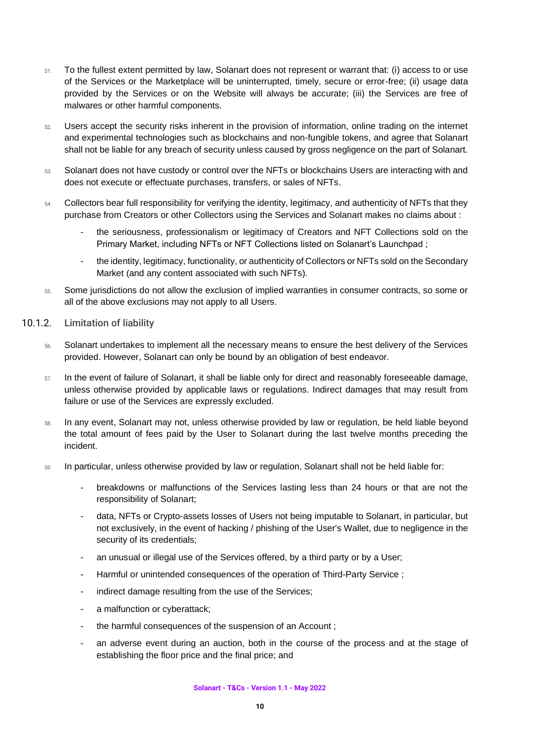51. To the fullest extent permitted by law, Solanart does not represent or warrant that: (i) access to or use of the Services or the Marketplace will be uninterrupted, timely, secure or error-free; (ii) usage data provided by the Services or on the Website will always be accurate; (iii) the Services are free of malwares or other harmful components.

52. Users accept the security risks inherent in the provision of information, online trading on the internet and experimental technologies such as blockchains and non-fungible tokens, and agree that Solanart shall not be liable for any breach of security unless caused by gross negligence on the part of Solanart.

53. Solanart does not have custody or control over the NFTs or blockchains Users are interacting with and does not execute or effectuate purchases, transfers, or sales of NFTs.

54. Collectors bear full responsibility for verifying the identity, legitimacy, and authenticity of NFTs that they purchase from Creators or other Collectors using the Services and Solanart makes no claims about :

    - the seriousness, professionalism or legitimacy of Creators and NFT Collections sold on the Primary Market, including NFTs or NFT Collections listed on Solanart's Launchpad ;
    - the identity, legitimacy, functionality, or authenticity of Collectors or NFTs sold on the Secondary Market (and any content associated with such NFTs).

55. Some jurisdictions do not allow the exclusion of implied warranties in consumer contracts, so some or all of the above exclusions may not apply to all Users.

### 10.1.2. Limitation of liability

56. Solanart undertakes to implement all the necessary means to ensure the best delivery of the Services provided. However, Solanart can only be bound by an obligation of best endeavor.

57. In the event of failure of Solanart, it shall be liable only for direct and reasonably foreseeable damage, unless otherwise provided by applicable laws or regulations. Indirect damages that may result from failure or use of the Services are expressly excluded.

58. In any event, Solanart may not, unless otherwise provided by law or regulation, be held liable beyond the total amount of fees paid by the User to Solanart during the last twelve months preceding the incident.

59. In particular, unless otherwise provided by law or regulation, Solanart shall not be held liable for:

    - breakdowns or malfunctions of the Services lasting less than 24 hours or that are not the responsibility of Solanart;
    - data, NFTs or Crypto-assets losses of Users not being imputable to Solanart, in particular, but not exclusively, in the event of hacking / phishing of the User's Wallet, due to negligence in the security of its credentials;
    - an unusual or illegal use of the Services offered, by a third party or by a User;
    - Harmful or unintended consequences of the operation of Third-Party Service ;
    - indirect damage resulting from the use of the Services;
    - a malfunction or cyberattack;
    - the harmful consequences of the suspension of an Account ;
    - an adverse event during an auction, both in the course of the process and at the stage of establishing the floor price and the final price; and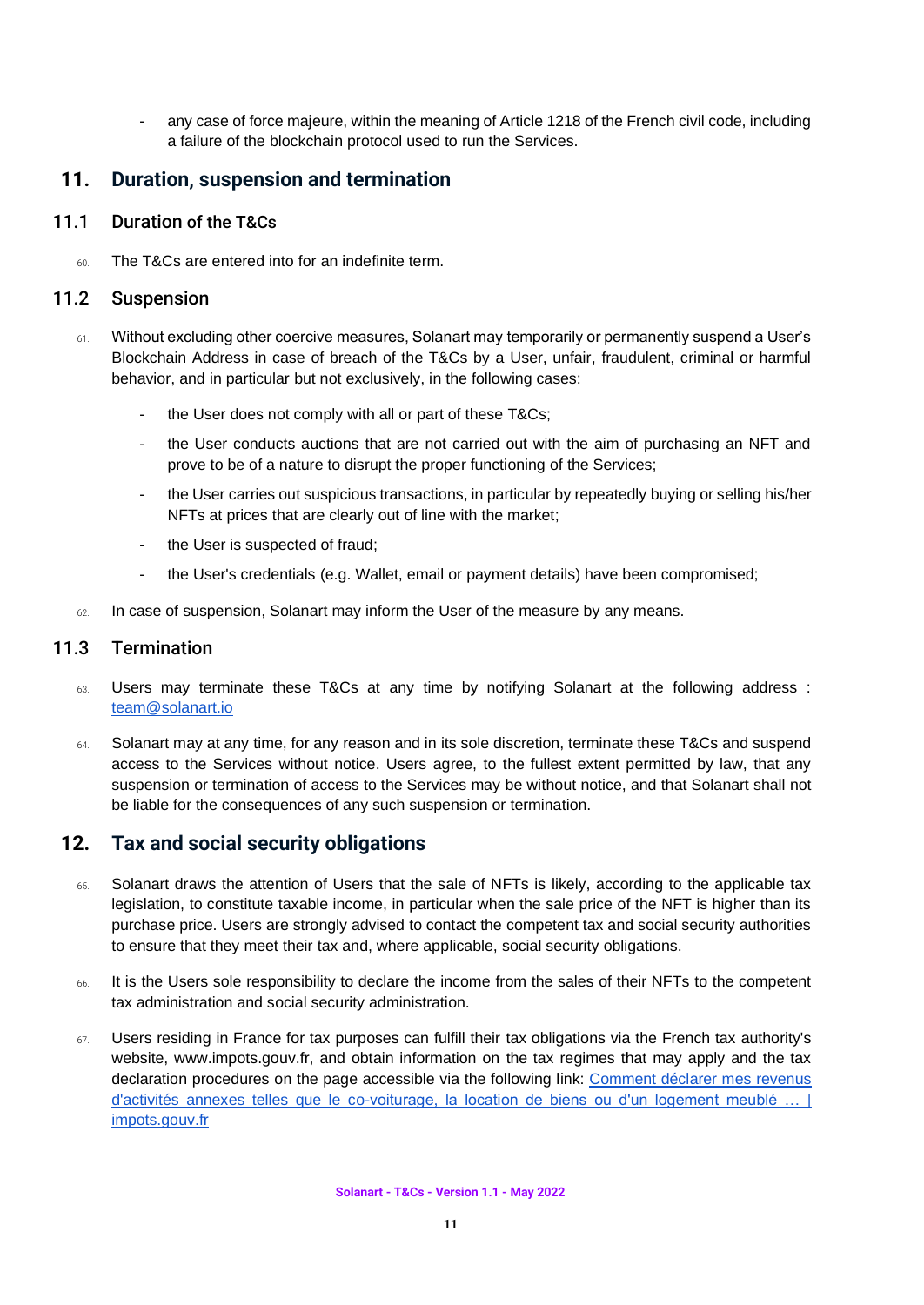- any case of force majeure, within the meaning of Article 1218 of the French civil code, including a failure of the blockchain protocol used to run the Services.

## 11. Duration, suspension and termination

### 11.1 Duration of the T&Cs

60. The T&Cs are entered into for an indefinite term.

### 11.2 Suspension

61. Without excluding other coercive measures, Solanart may temporarily or permanently suspend a User's Blockchain Address in case of breach of the T&Cs by a User, unfair, fraudulent, criminal or harmful behavior, and in particular but not exclusively, in the following cases:

    - the User does not comply with all or part of these T&Cs;
    - the User conducts auctions that are not carried out with the aim of purchasing an NFT and prove to be of a nature to disrupt the proper functioning of the Services;
    - the User carries out suspicious transactions, in particular by repeatedly buying or selling his/her NFTs at prices that are clearly out of line with the market;
    - the User is suspected of fraud;
    - the User's credentials (e.g. Wallet, email or payment details) have been compromised;

62. In case of suspension, Solanart may inform the User of the measure by any means.

### 11.3 Termination

63. Users may terminate these T&Cs at any time by notifying Solanart at the following address : [team@solanart.io](mailto:team@solanart.io)

64. Solanart may at any time, for any reason and in its sole discretion, terminate these T&Cs and suspend access to the Services without notice. Users agree, to the fullest extent permitted by law, that any suspension or termination of access to the Services may be without notice, and that Solanart shall not be liable for the consequences of any such suspension or termination.

## 12. Tax and social security obligations

65. Solanart draws the attention of Users that the sale of NFTs is likely, according to the applicable tax legislation, to constitute taxable income, in particular when the sale price of the NFT is higher than its purchase price. Users are strongly advised to contact the competent tax and social security authorities to ensure that they meet their tax and, where applicable, social security obligations.

66. It is the Users sole responsibility to declare the income from the sales of their NFTs to the competent tax administration and social security administration.

67. Users residing in France for tax purposes can fulfill their tax obligations via the French tax authority's website, www.impots.gouv.fr, and obtain information on the tax regimes that may apply and the tax declaration procedures on the page accessible via the following link: Comment déclarer mes revenus d'activités annexes telles que le co-voiturage, la location de biens ou d'un logement meublé … | impots.gouv.fr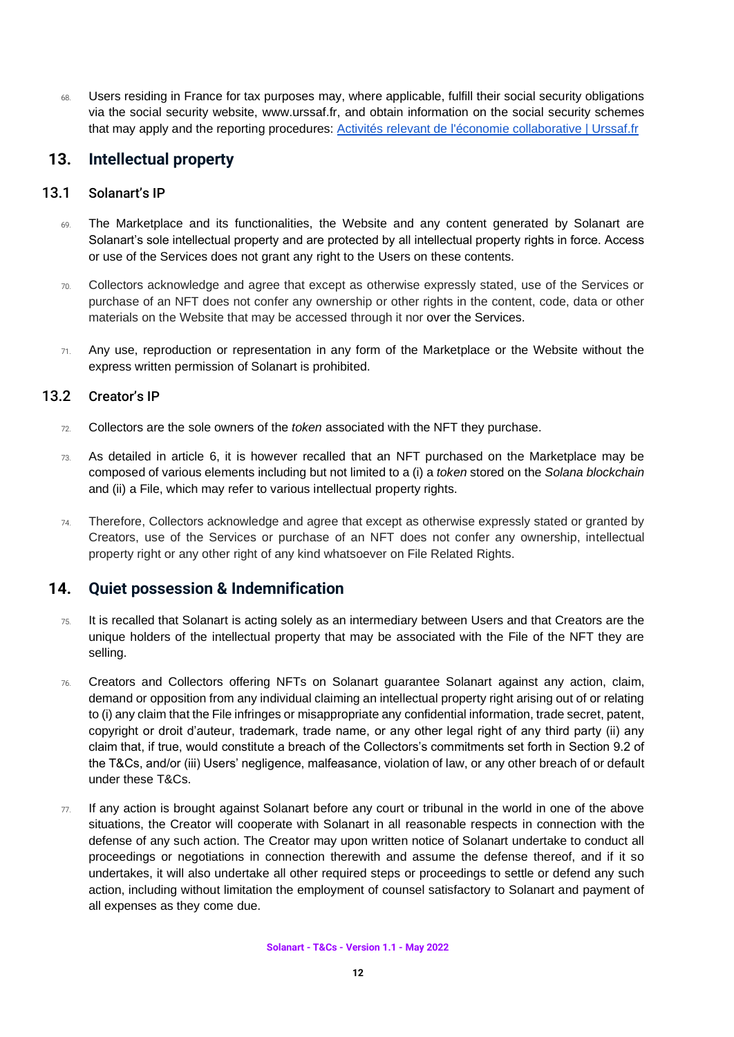68. Users residing in France for tax purposes may, where applicable, fulfill their social security obligations via the social security website, www.urssaf.fr, and obtain information on the social security schemes that may apply and the reporting procedures: [Activités relevant de l'économie collaborative | Urssaf.fr](#)

## 13. Intellectual property

### 13.1 Solanart's IP

69. The Marketplace and its functionalities, the Website and any content generated by Solanart are Solanart's sole intellectual property and are protected by all intellectual property rights in force. Access or use of the Services does not grant any right to the Users on these contents.

70. Collectors acknowledge and agree that except as otherwise expressly stated, use of the Services or purchase of an NFT does not confer any ownership or other rights in the content, code, data or other materials on the Website that may be accessed through it nor over the Services.

71. Any use, reproduction or representation in any form of the Marketplace or the Website without the express written permission of Solanart is prohibited.

### 13.2 Creator's IP

72. Collectors are the sole owners of the *token* associated with the NFT they purchase.

73. As detailed in article 6, it is however recalled that an NFT purchased on the Marketplace may be composed of various elements including but not limited to a (i) a *token* stored on the *Solana blockchain* and (ii) a File, which may refer to various intellectual property rights.

74. Therefore, Collectors acknowledge and agree that except as otherwise expressly stated or granted by Creators, use of the Services or purchase of an NFT does not confer any ownership, intellectual property right or any other right of any kind whatsoever on File Related Rights.

## 14. Quiet possession & Indemnification

75. It is recalled that Solanart is acting solely as an intermediary between Users and that Creators are the unique holders of the intellectual property that may be associated with the File of the NFT they are selling.

76. Creators and Collectors offering NFTs on Solanart guarantee Solanart against any action, claim, demand or opposition from any individual claiming an intellectual property right arising out of or relating to (i) any claim that the File infringes or misappropriate any confidential information, trade secret, patent, copyright or droit d'auteur, trademark, trade name, or any other legal right of any third party (ii) any claim that, if true, would constitute a breach of the Collectors's commitments set forth in Section 9.2 of the T&Cs, and/or (iii) Users' negligence, malfeasance, violation of law, or any other breach of or default under these T&Cs.

77. If any action is brought against Solanart before any court or tribunal in the world in one of the above situations, the Creator will cooperate with Solanart in all reasonable respects in connection with the defense of any such action. The Creator may upon written notice of Solanart undertake to conduct all proceedings or negotiations in connection therewith and assume the defense thereof, and if it so undertakes, it will also undertake all other required steps or proceedings to settle or defend any such action, including without limitation the employment of counsel satisfactory to Solanart and payment of all expenses as they come due.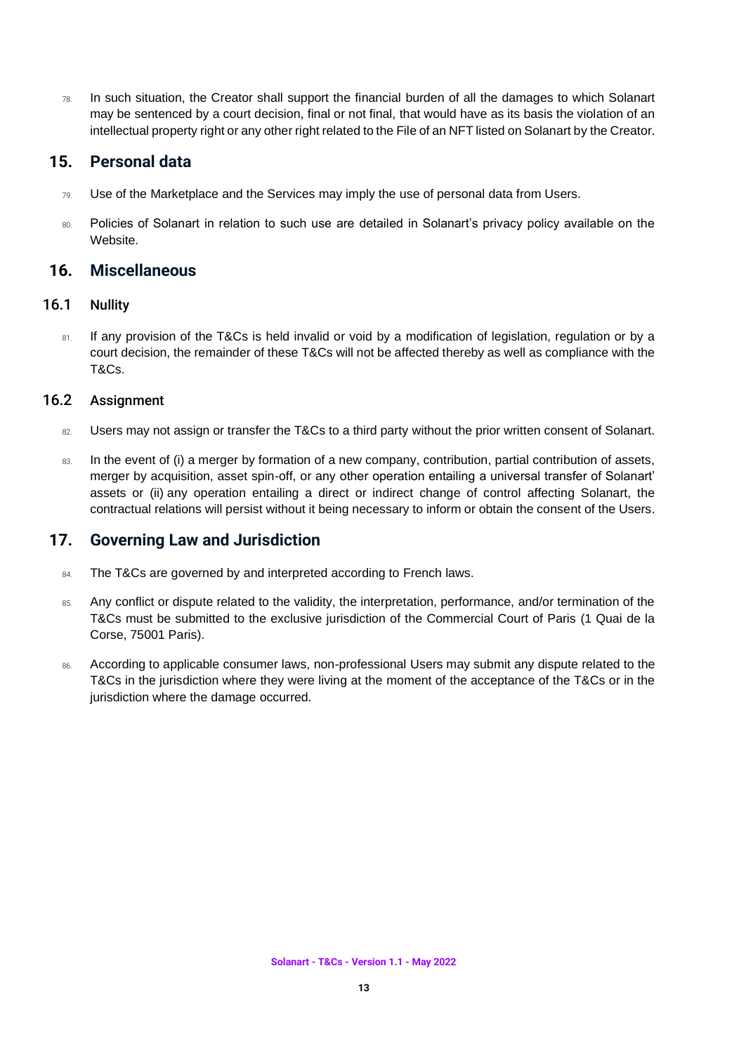78. In such situation, the Creator shall support the financial burden of all the damages to which Solanart may be sentenced by a court decision, final or not final, that would have as its basis the violation of an intellectual property right or any other right related to the File of an NFT listed on Solanart by the Creator.

## 15. Personal data

79. Use of the Marketplace and the Services may imply the use of personal data from Users.

80. Policies of Solanart in relation to such use are detailed in Solanart's privacy policy available on the Website.

## 16. Miscellaneous

### 16.1 Nullity

81. If any provision of the T&Cs is held invalid or void by a modification of legislation, regulation or by a court decision, the remainder of these T&Cs will not be affected thereby as well as compliance with the T&Cs.

### 16.2 Assignment

82. Users may not assign or transfer the T&Cs to a third party without the prior written consent of Solanart.

83. In the event of (i) a merger by formation of a new company, contribution, partial contribution of assets, merger by acquisition, asset spin-off, or any other operation entailing a universal transfer of Solanart' assets or (ii) any operation entailing a direct or indirect change of control affecting Solanart, the contractual relations will persist without it being necessary to inform or obtain the consent of the Users.

## 17. Governing Law and Jurisdiction

84. The T&Cs are governed by and interpreted according to French laws.

85. Any conflict or dispute related to the validity, the interpretation, performance, and/or termination of the T&Cs must be submitted to the exclusive jurisdiction of the Commercial Court of Paris (1 Quai de la Corse, 75001 Paris).

86. According to applicable consumer laws, non-professional Users may submit any dispute related to the T&Cs in the jurisdiction where they were living at the moment of the acceptance of the T&Cs or in the jurisdiction where the damage occurred.